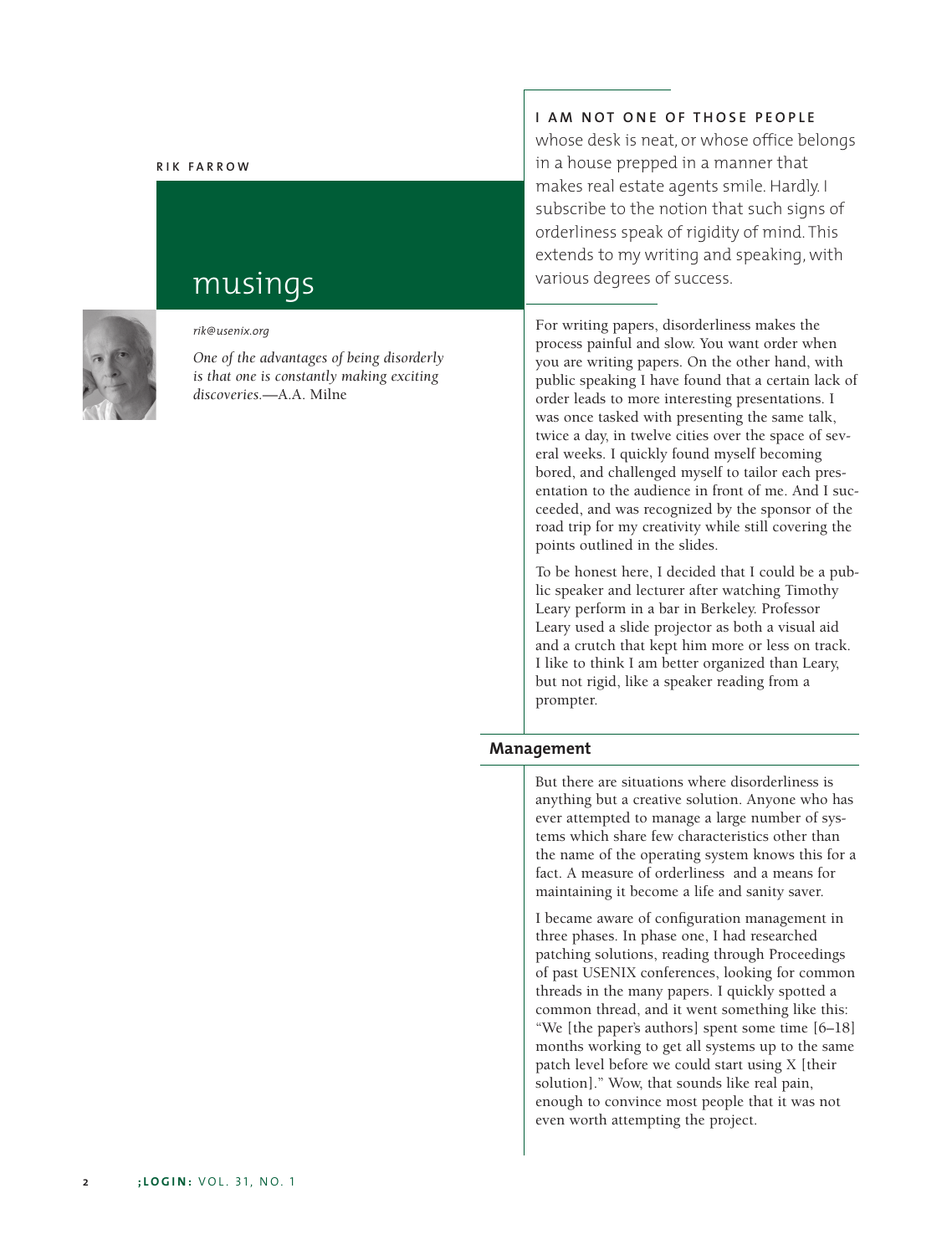RIK FARROW

# musings

rik@usenix.org

*One of the advantages of being disorderly is that one is constantly making exciting discoveries.*—A.A. Milne

**I AM NOT ONE OF THOSE PEOPLE** whose desk is neat, or whose office belongs in a house prepped in a manner that makes real estate agents smile. Hardly. I subscribe to the notion that such signs of orderliness speak of rigidity of mind. This extends to my writing and speaking, with various degrees of success.

For writing papers, disorderliness makes the process painful and slow. You want order when you are writing papers. On the other hand, with public speaking I have found that a certain lack of order leads to more interesting presentations. I was once tasked with presenting the same talk, twice a day, in twelve cities over the space of several weeks. I quickly found myself becoming bored, and challenged myself to tailor each presentation to the audience in front of me. And I succeeded, and was recognized by the sponsor of the road trip for my creativity while still covering the points outlined in the slides.

To be honest here, I decided that I could be a public speaker and lecturer after watching Timothy Leary perform in a bar in Berkeley. Professor Leary used a slide projector as both a visual aid and a crutch that kept him more or less on track. I like to think I am better organized than Leary, but not rigid, like a speaker reading from a prompter.

## Management

But there are situations where disorderliness is anything but a creative solution. Anyone who has ever attempted to manage a large number of systems which share few characteristics other than the name of the operating system knows this for a fact. A measure of orderliness and a means for maintaining it become a life and sanity saver.

I became aware of configuration management in three phases. In phase one, I had researched patching solutions, reading through Proceedings of past USENIX conferences, looking for common threads in the many papers. I quickly spotted a common thread, and it went something like this: "We [the paper's authors] spent some time [6–18] months working to get all systems up to the same patch level before we could start using X [their solution]." Wow, that sounds like real pain, enough to convince most people that it was not even worth attempting the project.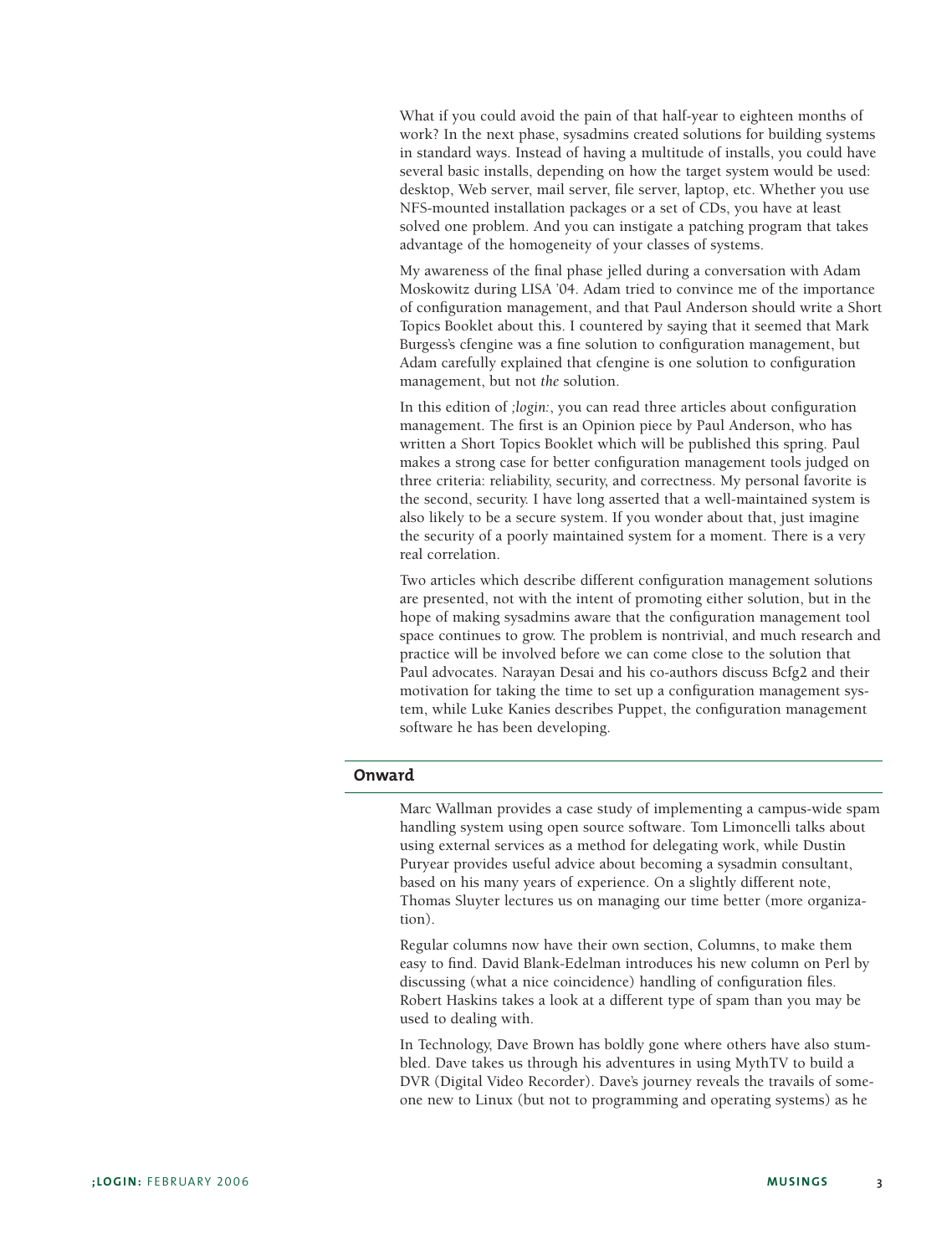What if you could avoid the pain of that half-year to eighteen months of work? In the next phase, sysadmins created solutions for building systems in standard ways. Instead of having a multitude of installs, you could have several basic installs, depending on how the target system would be used: desktop, Web server, mail server, file server, laptop, etc. Whether you use NFS-mounted installation packages or a set of CDs, you have at least solved one problem. And you can instigate a patching program that takes advantage of the homogeneity of your classes of systems.

My awareness of the final phase jelled during a conversation with Adam Moskowitz during LISA '04. Adam tried to convince me of the importance of configuration management, and that Paul Anderson should write a Short Topics Booklet about this. I countered by saying that it seemed that Mark Burgess's cfengine was a fine solution to configuration management, but Adam carefully explained that cfengine is one solution to configuration management, but not *the* solution.

In this edition of *;login:*, you can read three articles about configuration management. The first is an Opinion piece by Paul Anderson, who has written a Short Topics Booklet which will be published this spring. Paul makes a strong case for better configuration management tools judged on three criteria: reliability, security, and correctness. My personal favorite is the second, security. I have long asserted that a well-maintained system is also likely to be a secure system. If you wonder about that, just imagine the security of a poorly maintained system for a moment. There is a very real correlation.

Two articles which describe different configuration management solutions are presented, not with the intent of promoting either solution, but in the hope of making sysadmins aware that the configuration management tool space continues to grow. The problem is nontrivial, and much research and practice will be involved before we can come close to the solution that Paul advocates. Narayan Desai and his co-authors discuss Bcfg2 and their motivation for taking the time to set up a configuration management system, while Luke Kanies describes Puppet, the configuration management software he has been developing.

## Onward

Marc Wallman provides a case study of implementing a campus-wide spam handling system using open source software. Tom Limoncelli talks about using external services as a method for delegating work, while Dustin Puryear provides useful advice about becoming a sysadmin consultant, based on his many years of experience. On a slightly different note, Thomas Sluyter lectures us on managing our time better (more organization).

Regular columns now have their own section, Columns, to make them easy to find. David Blank-Edelman introduces his new column on Perl by discussing (what a nice coincidence) handling of configuration files. Robert Haskins takes a look at a different type of spam than you may be used to dealing with.

In Technology, Dave Brown has boldly gone where others have also stumbled. Dave takes us through his adventures in using MythTV to build a DVR (Digital Video Recorder). Dave's journey reveals the travails of someone new to Linux (but not to programming and operating systems) as he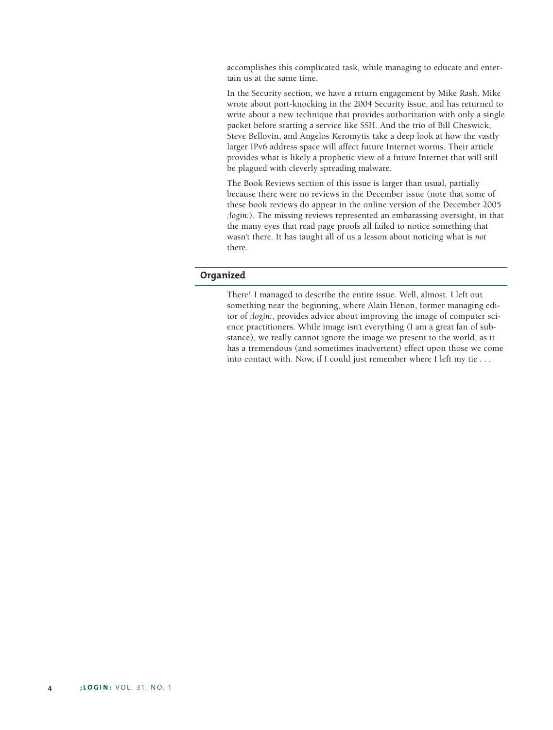accomplishes this complicated task, while managing to educate and entertain us at the same time.

In the Security section, we have a return engagement by Mike Rash. Mike wrote about port-knocking in the 2004 Security issue, and has returned to write about a new technique that provides authorization with only a single packet before starting a service like SSH. And the trio of Bill Cheswick, Steve Bellovin, and Angelos Keromytis take a deep look at how the vastly larger IPv6 address space will affect future Internet worms. Their article provides what is likely a prophetic view of a future Internet that will still be plagued with cleverly spreading malware.

The Book Reviews section of this issue is larger than usual, partially because there were no reviews in the December issue (note that some of these book reviews do appear in the online version of the December 2005 *;login:*). The missing reviews represented an embarassing oversight, in that the many eyes that read page proofs all failed to notice something that wasn't there. It has taught all of us a lesson about noticing what is *not* there.

## Organized

There! I managed to describe the entire issue. Well, almost. I left out something near the beginning, where Alain Hénon, former managing editor of *;login:*, provides advice about improving the image of computer science practitioners. While image isn't everything (I am a great fan of substance), we really cannot ignore the image we present to the world, as it has a tremendous (and sometimes inadvertent) effect upon those we come into contact with. Now, if I could just remember where I left my tie . . .